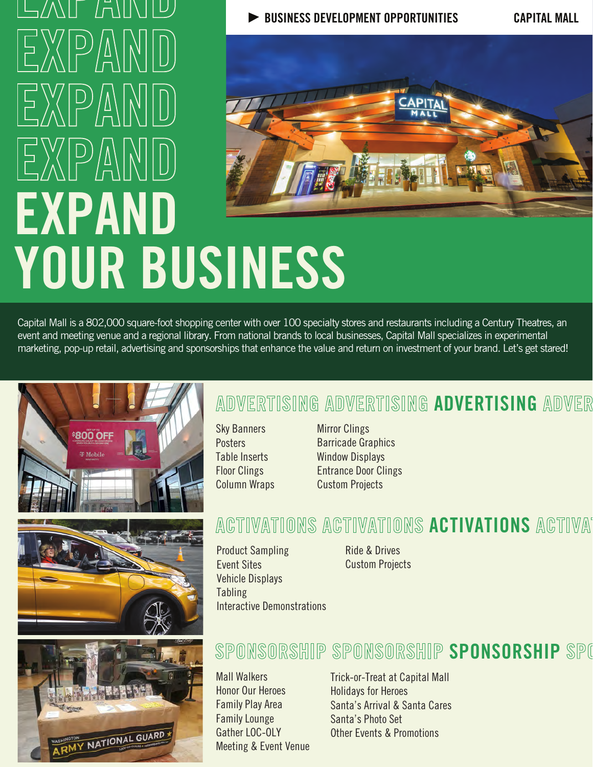BUSINESS DEVELOPMENT OPPORTUNITIES

CAPITAL MALL

# EXPAND EXPAND EXPAND EXPAND YOUR BUSINESS

Capital Mall is a 802,000 square-foot shopping center with over 100 specialty stores and restaurants including a Century Theatres, an event and meeting venue and a regional library. From national brands to local businesses, Capital Mall specializes in experimental marketing, pop-up retail, advertising and sponsorships that enhance the value and return on investment of your brand. Let's get stared!

## ADVERTISING

- Sky Banners
- Posters
- Table Inserts
- Floor Clings
- Column Wraps
- Mirror Clings
- Barricade Graphics
- Window Displays
- Entrance Door Clings
- Custom Projects

## ACTIVATIONS

- Product Sampling
- Event Sites
- Vehicle Displays
- Tabling
- Interactive Demonstrations
- Ride & Drives
- Custom Projects

## SPONSORSHIP

- Mall Walkers
- Honor Our Heroes
- Family Play Area
- Family Lounge
- Gather LOC-OLY
- Meeting & Event Venue
- Trick-or-Treat at Capital Mall
- Holidays for Heroes
- Santa's Arrival & Santa Cares
- Santa's Photo Set
- Other Events & Promotions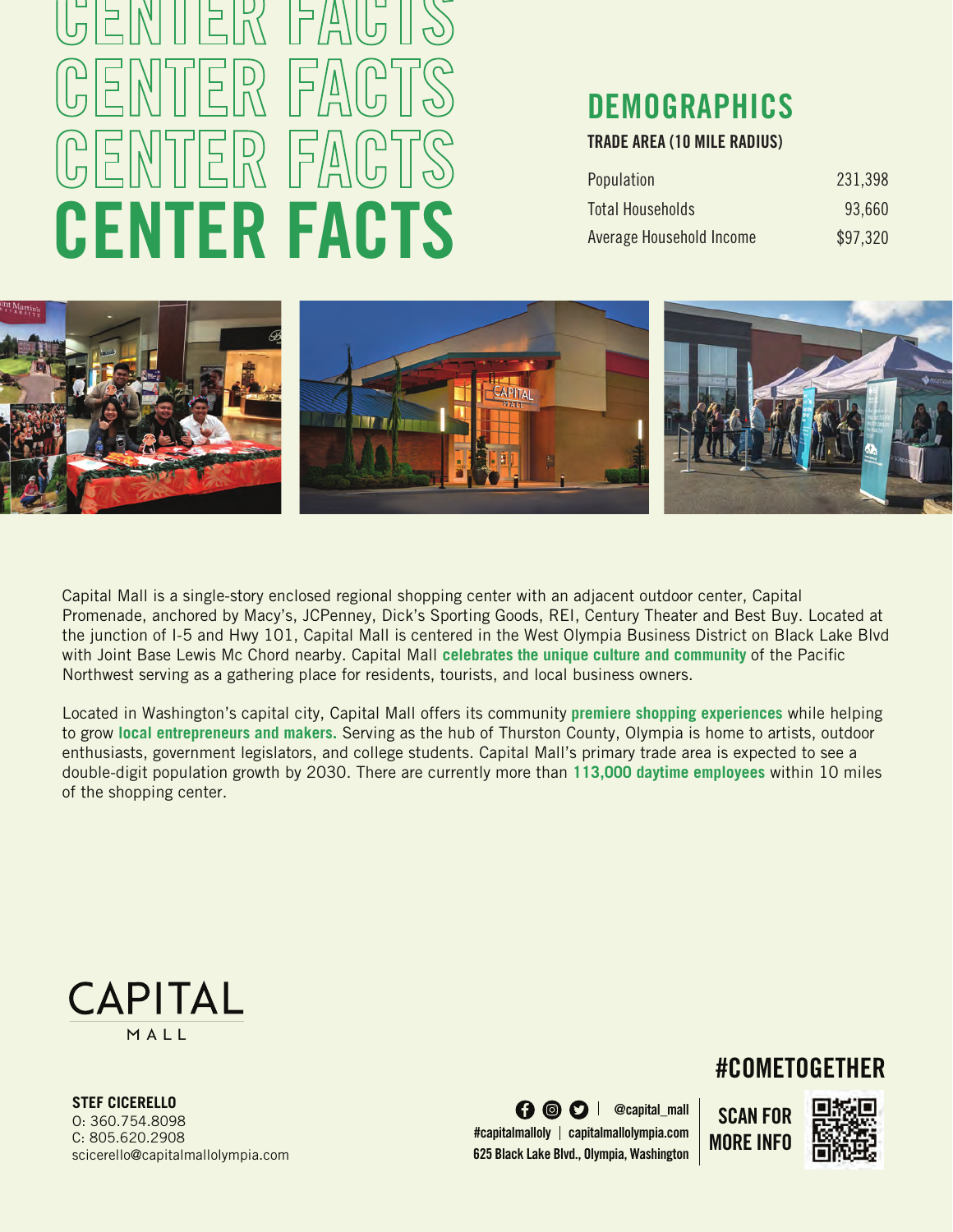# CENTER FACTS

## DEMOGRAPHICS

**TRADE AREA (10 MILE RADIUS)**

| | |
|---|---|
| Population | 231,398 |
| Total Households | 93,660 |
| Average Household Income | $97,320 |

Capital Mall is a single-story enclosed regional shopping center with an adjacent outdoor center, Capital Promenade, anchored by Macy's, JCPenney, Dick's Sporting Goods, REI, Century Theater and Best Buy. Located at the junction of I-5 and Hwy 101, Capital Mall is centered in the West Olympia Business District on Black Lake Blvd with Joint Base Lewis Mc Chord nearby. Capital Mall **celebrates the unique culture and community** of the Pacific Northwest serving as a gathering place for residents, tourists, and local business owners.

Located in Washington's capital city, Capital Mall offers its community **premiere shopping experiences** while helping to grow **local entrepreneurs and makers.** Serving as the hub of Thurston County, Olympia is home to artists, outdoor enthusiasts, government legislators, and college students. Capital Mall's primary trade area is expected to see a double-digit population growth by 2030. There are currently more than **113,000 daytime employees** within 10 miles of the shopping center.

CAPITAL MALL

**STEF CICERELLO**
O: 360.754.8098
C: 805.620.2908
scicerello@capitalmallolympia.com

@capital_mall
#capitalmalloly | capitalmallolympia.com
625 Black Lake Blvd., Olympia, Washington

**#COMETOGETHER**

**SCAN FOR MORE INFO**